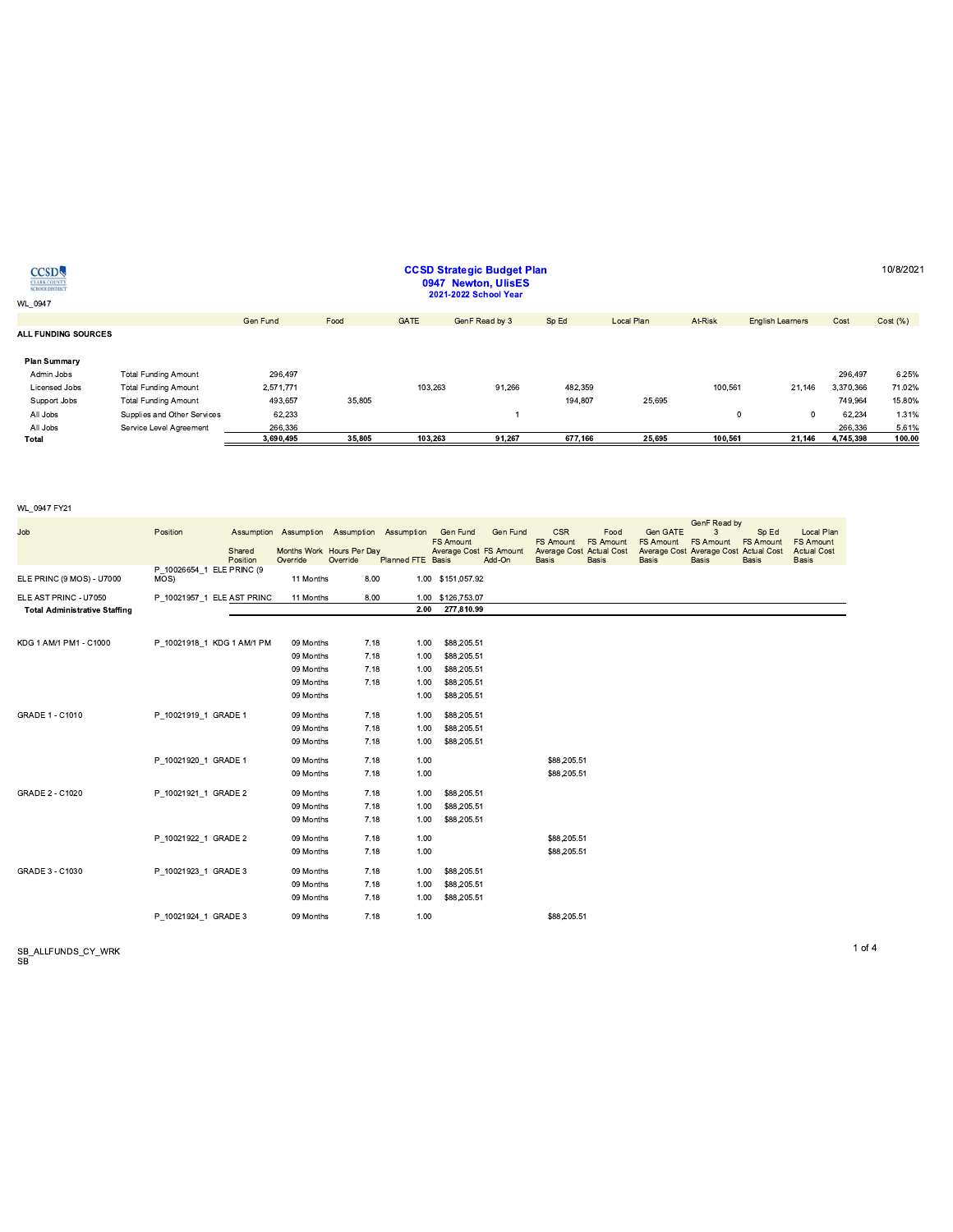# CCSD Strategic Budget Plan

## 0947 Newton, UlisES

### 2021-2022 School Year

10/8/2021

WL_0947

| ALL FUNDING SOURCES | | Gen Fund | Food | GATE | GenF Read by 3 | Sp Ed | Local Plan | At-Risk | English Learners | Cost | Cost (%) |
|---|---|---|---|---|---|---|---|---|---|---|---|
| **Plan Summary** | | | | | | | | | | | |
| Admin Jobs | Total Funding Amount | 296,497 | | | | | | | | 296,497 | 6.25% |
| Licensed Jobs | Total Funding Amount | 2,571,771 | | 103,263 | 91,266 | 482,359 | | 100,561 | 21,146 | 3,370,366 | 71.02% |
| Support Jobs | Total Funding Amount | 493,657 | 35,805 | | | 194,807 | 25,695 | | | 749,964 | 15.80% |
| All Jobs | Supplies and Other Services | 62,233 | | | 1 | | | 0 | 0 | 62,234 | 1.31% |
| All Jobs | Service Level Agreement | 266,336 | | | | | | | | 266,336 | 5.61% |
| **Total** | | **3,690,495** | **35,805** | **103,263** | **91,267** | **677,166** | **25,695** | **100,561** | **21,146** | **4,745,398** | **100.00** |

WL_0947 FY21

| Job | Position | Assumption Shared Position | Assumption Months Work Override | Assumption Hours Per Day Override | Assumption Planned FTE | Gen Fund FS Amount Average Cost Basis | Gen Fund FS Amount Add-On | CSR FS Amount Average Cost Basis | Food FS Amount Actual Cost Basis | Gen GATE FS Amount Average Cost Basis | GenF Read by 3 FS Amount Average Cost Basis | Sp Ed FS Amount Actual Cost Basis | Local Plan FS Amount Actual Cost Basis |
|---|---|---|---|---|---|---|---|---|---|---|---|---|---|
| ELE PRINC (9 MOS) - U7000 | P_10026654_1 | ELE PRINC (9 MOS) | 11 Months | 8.00 | 1.00 | $151,057.92 | | | | | | | |
| ELE AST PRINC - U7050 | P_10021957_1 | ELE AST PRINC | 11 Months | 8.00 | 1.00 | $126,753.07 | | | | | | | |
| **Total Administrative Staffing** | | | | | **2.00** | **277,810.99** | | | | | | | |
| KDG 1 AM/1 PM1 - C1000 | P_10021918_1 | KDG 1 AM/1 PM | 09 Months | 7.18 | 1.00 | $88,205.51 | | | | | | | |
| | | | 09 Months | 7.18 | 1.00 | $88,205.51 | | | | | | | |
| | | | 09 Months | 7.18 | 1.00 | $88,205.51 | | | | | | | |
| | | | 09 Months | 7.18 | 1.00 | $88,205.51 | | | | | | | |
| | | | 09 Months | | 1.00 | $88,205.51 | | | | | | | |
| GRADE 1 - C1010 | P_10021919_1 | GRADE 1 | 09 Months | 7.18 | 1.00 | $88,205.51 | | | | | | | |
| | | | 09 Months | 7.18 | 1.00 | $88,205.51 | | | | | | | |
| | | | 09 Months | 7.18 | 1.00 | $88,205.51 | | | | | | | |
| | P_10021920_1 | GRADE 1 | 09 Months | 7.18 | 1.00 | | | $88,205.51 | | | | | |
| | | | 09 Months | 7.18 | 1.00 | | | $88,205.51 | | | | | |
| GRADE 2 - C1020 | P_10021921_1 | GRADE 2 | 09 Months | 7.18 | 1.00 | $88,205.51 | | | | | | | |
| | | | 09 Months | 7.18 | 1.00 | $88,205.51 | | | | | | | |
| | | | 09 Months | 7.18 | 1.00 | $88,205.51 | | | | | | | |
| | P_10021922_1 | GRADE 2 | 09 Months | 7.18 | 1.00 | | | $88,205.51 | | | | | |
| | | | 09 Months | 7.18 | 1.00 | | | $88,205.51 | | | | | |
| GRADE 3 - C1030 | P_10021923_1 | GRADE 3 | 09 Months | 7.18 | 1.00 | $88,205.51 | | | | | | | |
| | | | 09 Months | 7.18 | 1.00 | $88,205.51 | | | | | | | |
| | | | 09 Months | 7.18 | 1.00 | $88,205.51 | | | | | | | |
| | P_10021924_1 | GRADE 3 | 09 Months | 7.18 | 1.00 | | | $88,205.51 | | | | | |

SB_ALLFUNDS_CY_WRK
SB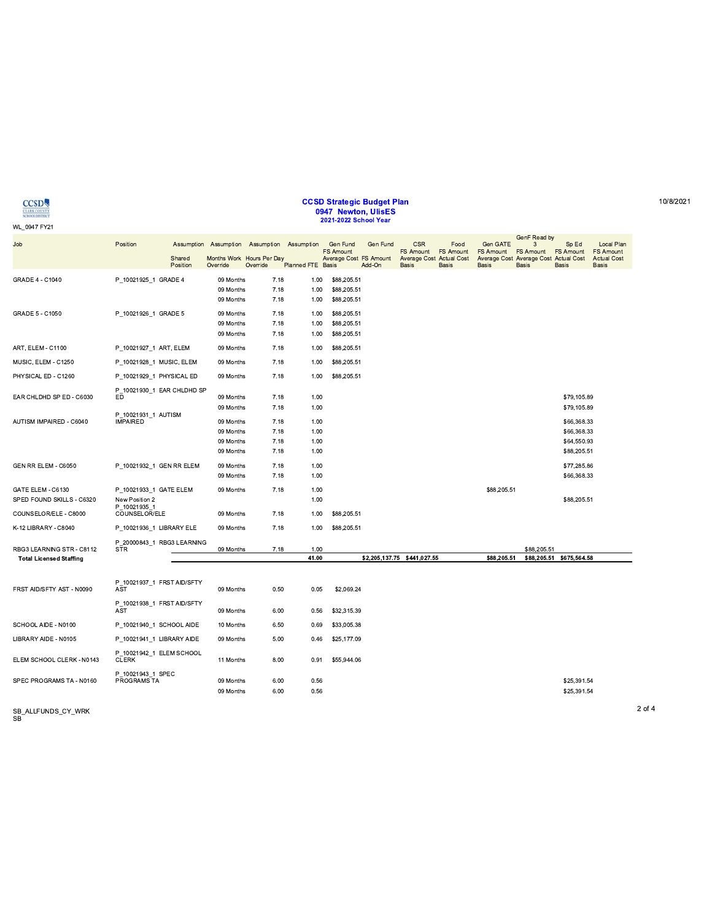# CCSD Strategic Budget Plan

## 0947 Newton, UlisES

### 2021-2022 School Year

10/8/2021

WL_0947 FY21

| Job | Position | Assumption Shared Position | Assumption Months Work Override | Assumption Hours Per Day Override | Assumption Planned FTE | Gen Fund FS Amount Average Cost Basis | Gen Fund FS Amount Add-On | CSR FS Amount Average Cost Basis | Food FS Amount Actual Cost Basis | Gen GATE FS Amount Average Cost Basis | GenF Read by 3 FS Amount Average Cost Basis | Sp Ed FS Amount Actual Cost Basis | Local Plan FS Amount Actual Cost Basis |
|---|---|---|---|---|---|---|---|---|---|---|---|---|---|
| GRADE 4 - C1040 | P_10021925_1 GRADE 4 | | 09 Months | 7.18 | 1.00 | $88,205.51 | | | | | | | |
| | | | 09 Months | 7.18 | 1.00 | $88,205.51 | | | | | | | |
| | | | 09 Months | 7.18 | 1.00 | $88,205.51 | | | | | | | |
| GRADE 5 - C1050 | P_10021926_1 GRADE 5 | | 09 Months | 7.18 | 1.00 | $88,205.51 | | | | | | | |
| | | | 09 Months | 7.18 | 1.00 | $88,205.51 | | | | | | | |
| | | | 09 Months | 7.18 | 1.00 | $88,205.51 | | | | | | | |
| ART, ELEM - C1100 | P_10021927_1 ART, ELEM | | 09 Months | 7.18 | 1.00 | $88,205.51 | | | | | | | |
| MUSIC, ELEM - C1250 | P_10021928_1 MUSIC, ELEM | | 09 Months | 7.18 | 1.00 | $88,205.51 | | | | | | | |
| PHYSICAL ED - C1260 | P_10021929_1 PHYSICAL ED | | 09 Months | 7.18 | 1.00 | $88,205.51 | | | | | | | |
| EAR CHLDHD SP ED - C6030 | P_10021930_1 EAR CHLDHD SP ED | | 09 Months | 7.18 | 1.00 | | | | | | | $79,105.89 | |
| | | | 09 Months | 7.18 | 1.00 | | | | | | | $79,105.89 | |
| AUTISM IMPAIRED - C6040 | P_10021931_1 AUTISM IMPAIRED | | 09 Months | 7.18 | 1.00 | | | | | | | $66,368.33 | |
| | | | 09 Months | 7.18 | 1.00 | | | | | | | $66,368.33 | |
| | | | 09 Months | 7.18 | 1.00 | | | | | | | $64,550.93 | |
| | | | 09 Months | 7.18 | 1.00 | | | | | | | $88,205.51 | |
| GEN RR ELEM - C6050 | P_10021932_1 GEN RR ELEM | | 09 Months | 7.18 | 1.00 | | | | | | | $77,285.86 | |
| | | | 09 Months | 7.18 | 1.00 | | | | | | | $66,368.33 | |
| GATE ELEM - C6130 | P_10021933_1 GATE ELEM | | 09 Months | 7.18 | 1.00 | | | | | $88,205.51 | | | |
| SPED FOUND SKILLS - C6320 | New Position 2 | | | | 1.00 | | | | | | | $88,205.51 | |
| COUNSELOR/ELE - C8000 | P_10021935_1 COUNSELOR/ELE | | 09 Months | 7.18 | 1.00 | $88,205.51 | | | | | | | |
| K-12 LIBRARY - C8040 | P_10021936_1 LIBRARY ELE | | 09 Months | 7.18 | 1.00 | $88,205.51 | | | | | | | |
| RBG3 LEARNING STR - C8112 | P_20000843_1 RBG3 LEARNING STR | | 09 Months | 7.18 | 1.00 | | | | | | $88,205.51 | | |
| **Total Licensed Staffing** | | | | | **41.00** | **$2,205,137.75** | | **$441,027.55** | | **$88,205.51** | **$88,205.51** | **$675,564.58** | |
| FRST AID/SFTY AST - N0090 | P_10021937_1 FRST AID/SFTY AST | | 09 Months | 0.50 | 0.05 | $2,069.24 | | | | | | | |
| | P_10021938_1 FRST AID/SFTY AST | | 09 Months | 6.00 | 0.56 | $32,315.39 | | | | | | | |
| SCHOOL AIDE - N0100 | P_10021940_1 SCHOOL AIDE | | 10 Months | 6.50 | 0.69 | $33,005.38 | | | | | | | |
| LIBRARY AIDE - N0105 | P_10021941_1 LIBRARY AIDE | | 09 Months | 5.00 | 0.46 | $25,177.09 | | | | | | | |
| ELEM SCHOOL CLERK - N0143 | P_10021942_1 ELEM SCHOOL CLERK | | 11 Months | 8.00 | 0.91 | $55,944.06 | | | | | | | |
| SPEC PROGRAMS TA - N0160 | P_10021943_1 SPEC PROGRAMS TA | | 09 Months | 6.00 | 0.56 | | | | | | | $25,391.54 | |
| | | | 09 Months | 6.00 | 0.56 | | | | | | | $25,391.54 | |

SB_ALLFUNDS_CY_WRK
SB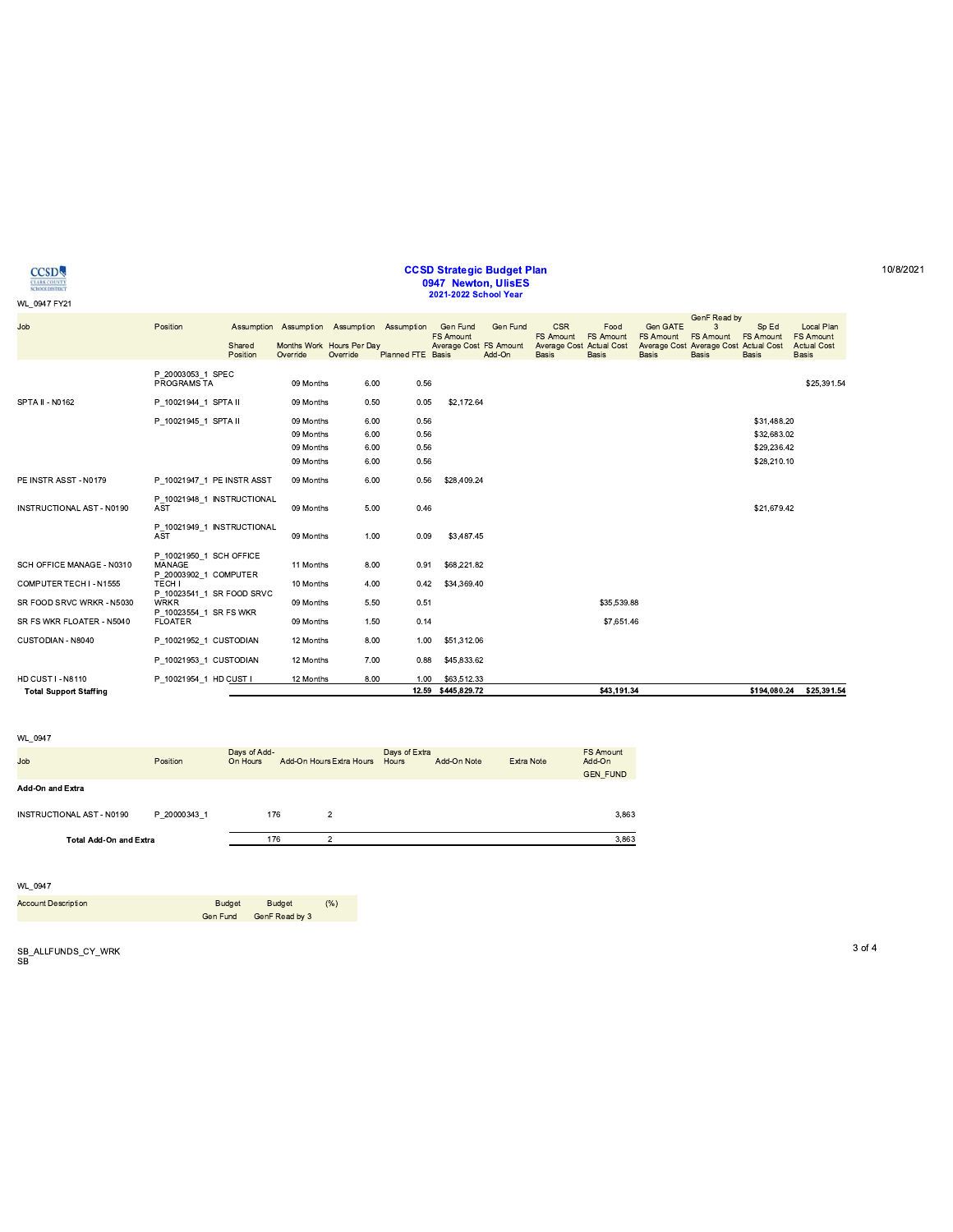# CCSD Strategic Budget Plan

## 0947 Newton, UlisES

### 2021-2022 School Year

10/8/2021

WL_0947 FY21

| Job | Position | Assumption Shared Position | Assumption Months Work Override | Assumption Hours Per Day Override | Assumption Planned FTE | Gen Fund FS Amount Average Cost Basis | Gen Fund FS Amount Add-On | CSR FS Amount Average Cost Basis | Food FS Amount Actual Cost Basis | Gen GATE FS Amount Average Cost Basis | GenF Read by 3 FS Amount Average Cost Basis | Sp Ed FS Amount Actual Cost Basis | Local Plan FS Amount Actual Cost Basis |
|---|---|---|---|---|---|---|---|---|---|---|---|---|---|
| | P_20003053_1 SPEC PROGRAMS TA | | 09 Months | 6.00 | 0.56 | | | | | | | | $25,391.54 |
| SPTA II - N0162 | P_10021944_1 SPTA II | | 09 Months | 0.50 | 0.05 | $2,172.64 | | | | | | | |
| | P_10021945_1 SPTA II | | 09 Months | 6.00 | 0.56 | | | | | | | $31,488.20 | |
| | | | 09 Months | 6.00 | 0.56 | | | | | | | $32,683.02 | |
| | | | 09 Months | 6.00 | 0.56 | | | | | | | $29,236.42 | |
| | | | 09 Months | 6.00 | 0.56 | | | | | | | $28,210.10 | |
| PE INSTR ASST - N0179 | P_10021947_1 PE INSTR ASST | | 09 Months | 6.00 | 0.56 | $28,409.24 | | | | | | | |
| INSTRUCTIONAL AST - N0190 | P_10021948_1 INSTRUCTIONAL AST | | 09 Months | 5.00 | 0.46 | | | | | | | $21,679.42 | |
| | P_10021949_1 INSTRUCTIONAL AST | | 09 Months | 1.00 | 0.09 | $3,487.45 | | | | | | | |
| SCH OFFICE MANAGE - N0310 | P_10021950_1 SCH OFFICE MANAGE | | 11 Months | 8.00 | 0.91 | $68,221.82 | | | | | | | |
| COMPUTER TECH I - N1555 | P_20003902_1 COMPUTER TECH I | | 10 Months | 4.00 | 0.42 | $34,369.40 | | | | | | | |
| SR FOOD SRVC WRKR - N5030 | P_10023541_1 SR FOOD SRVC WRKR | | 09 Months | 5.50 | 0.51 | | | | $35,539.88 | | | | |
| SR FS WKR FLOATER - N5040 | P_10023554_1 SR FS WKR FLOATER | | 09 Months | 1.50 | 0.14 | | | | $7,651.46 | | | | |
| CUSTODIAN - N8040 | P_10021952_1 CUSTODIAN | | 12 Months | 8.00 | 1.00 | $51,312.06 | | | | | | | |
| | P_10021953_1 CUSTODIAN | | 12 Months | 7.00 | 0.88 | $45,833.62 | | | | | | | |
| HD CUST I - N8110 | P_10021954_1 HD CUST I | | 12 Months | 8.00 | 1.00 | $63,512.33 | | | | | | | |
| **Total Support Staffing** | | | | | 12.59 | $445,829.72 | | | $43,191.34 | | | $194,080.24 | $25,391.54 |

WL_0947

| Job | Position | Days of Add-On Hours | Add-On Hours | Extra Hours | Days of Extra Hours | Add-On Note | Extra Note | FS Amount Add-On GEN_FUND |
|---|---|---|---|---|---|---|---|---|
| **Add-On and Extra** | | | | | | | | |
| INSTRUCTIONAL AST - N0190 | P_20000343_1 | 176 | 2 | | | | | 3,863 |
| **Total Add-On and Extra** | | 176 | 2 | | | | | 3,863 |

WL_0947

| Account Description | Budget Gen Fund | Budget GenF Read by 3 | (%) |
|---|---|---|---|

SB_ALLFUNDS_CY_WRK
SB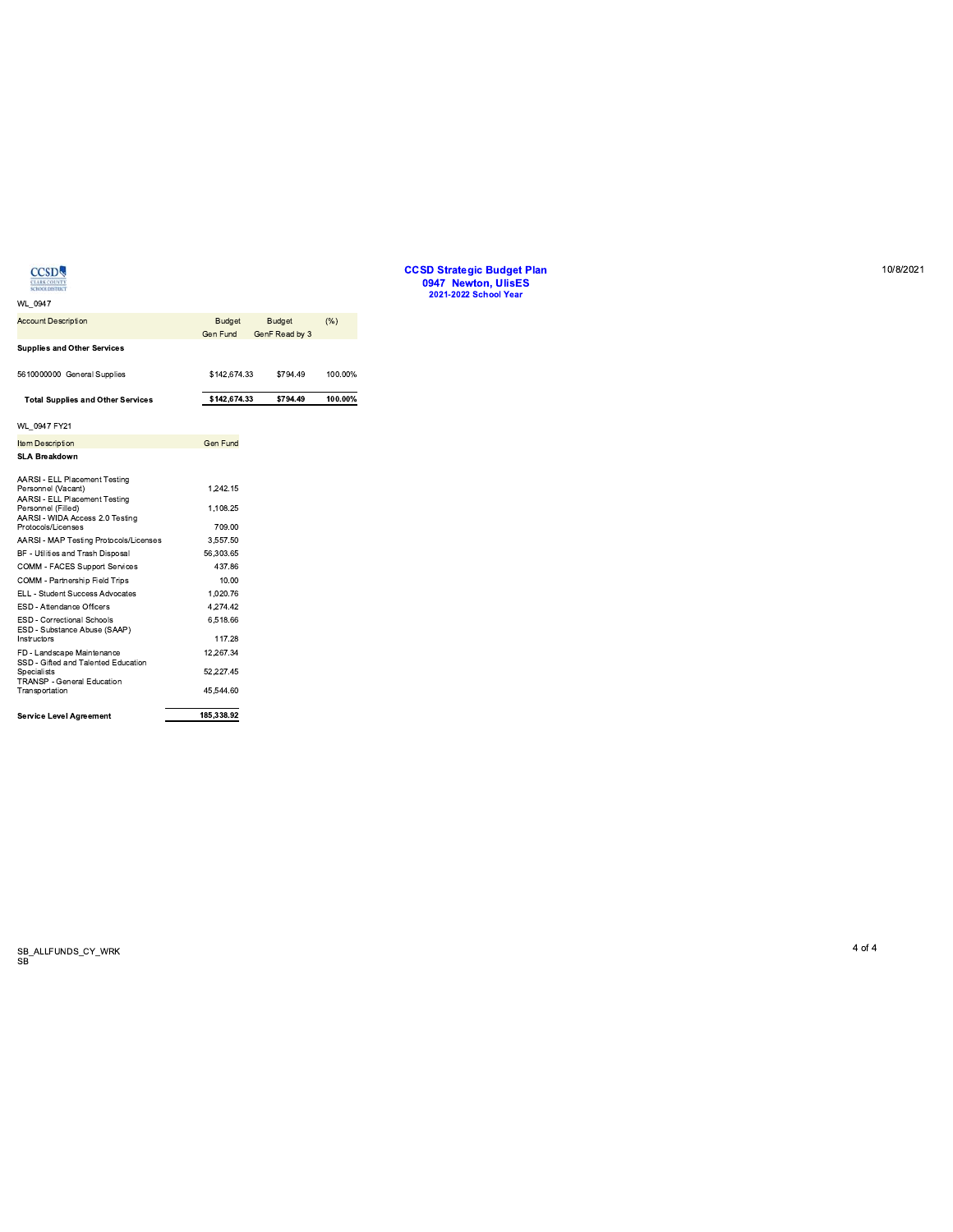# CCSD Strategic Budget Plan
## 0947 Newton, UlisES
### 2021-2022 School Year

10/8/2021

WL_0947

| Account Description | Budget Gen Fund | Budget GenF Read by 3 | (%) |
|---|---|---|---|
| **Supplies and Other Services** | | | |
| 5610000000 General Supplies | $142,674.33 | $794.49 | 100.00% |
| **Total Supplies and Other Services** | **$142,674.33** | **$794.49** | **100.00%** |

WL_0947 FY21

| Item Description | Gen Fund |
|---|---|
| **SLA Breakdown** | |
| AARSI - ELL Placement Testing Personnel (Vacant) | 1,242.15 |
| AARSI - ELL Placement Testing Personnel (Filled) | 1,108.25 |
| AARSI - WIDA Access 2.0 Testing Protocols/Licenses | 709.00 |
| AARSI - MAP Testing Protocols/Licenses | 3,557.50 |
| BF - Utilities and Trash Disposal | 56,303.65 |
| COMM - FACES Support Services | 437.86 |
| COMM - Partnership Field Trips | 10.00 |
| ELL - Student Success Advocates | 1,020.76 |
| ESD - Attendance Officers | 4,274.42 |
| ESD - Correctional Schools | 6,518.66 |
| ESD - Substance Abuse (SAAP) Instructors | 117.28 |
| FD - Landscape Maintenance | 12,267.34 |
| SSD - Gifted and Talented Education Specialists | 52,227.45 |
| TRANSP - General Education Transportation | 45,544.60 |
| **Service Level Agreement** | **185,338.92** |

SB_ALLFUNDS_CY_WRK
SB